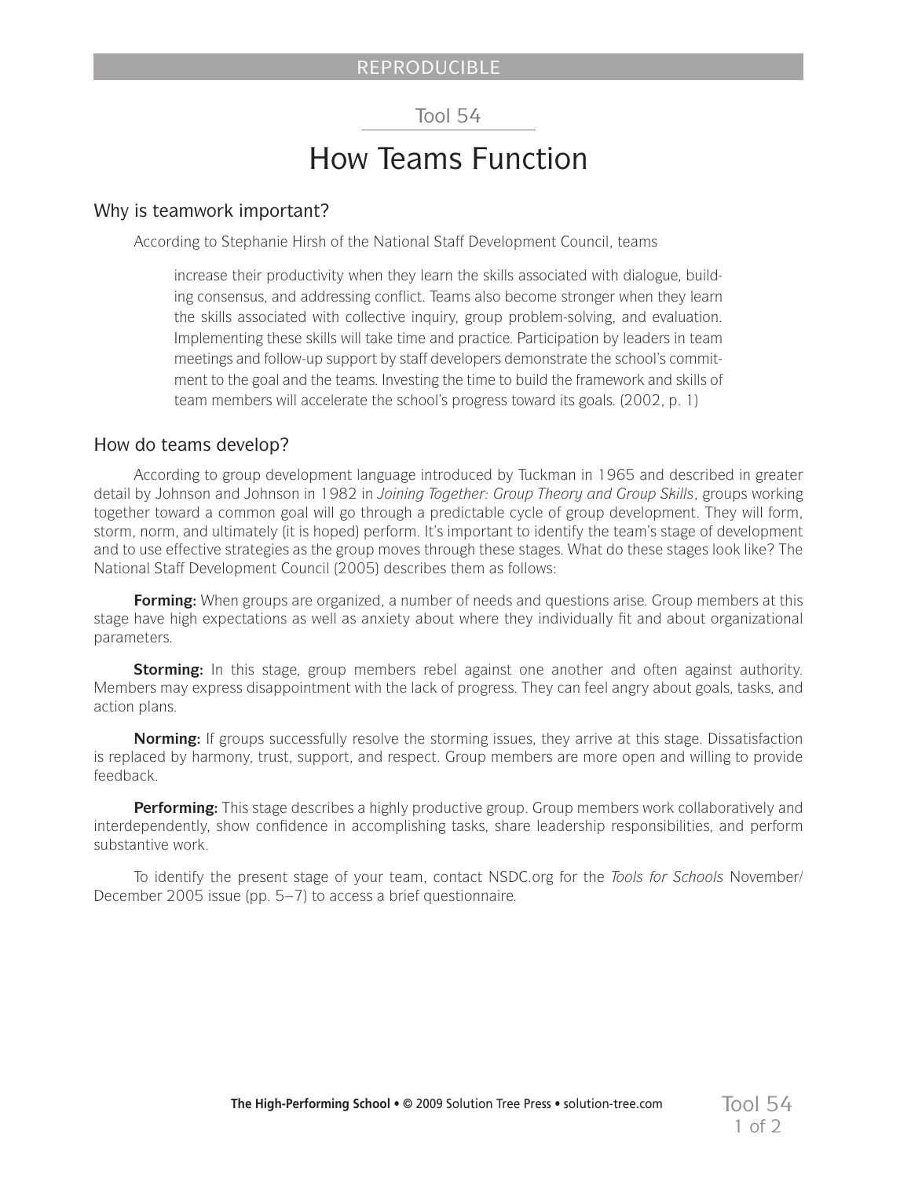REPRODUCIBLE

Tool 54

# How Teams Function

## Why is teamwork important?

According to Stephanie Hirsh of the National Staff Development Council, teams

> increase their productivity when they learn the skills associated with dialogue, building consensus, and addressing conflict. Teams also become stronger when they learn the skills associated with collective inquiry, group problem-solving, and evaluation. Implementing these skills will take time and practice. Participation by leaders in team meetings and follow-up support by staff developers demonstrate the school's commitment to the goal and the teams. Investing the time to build the framework and skills of team members will accelerate the school's progress toward its goals. (2002, p. 1)

## How do teams develop?

According to group development language introduced by Tuckman in 1965 and described in greater detail by Johnson and Johnson in 1982 in *Joining Together: Group Theory and Group Skills*, groups working together toward a common goal will go through a predictable cycle of group development. They will form, storm, norm, and ultimately (it is hoped) perform. It's important to identify the team's stage of development and to use effective strategies as the group moves through these stages. What do these stages look like? The National Staff Development Council (2005) describes them as follows:

**Forming:** When groups are organized, a number of needs and questions arise. Group members at this stage have high expectations as well as anxiety about where they individually fit and about organizational parameters.

**Storming:** In this stage, group members rebel against one another and often against authority. Members may express disappointment with the lack of progress. They can feel angry about goals, tasks, and action plans.

**Norming:** If groups successfully resolve the storming issues, they arrive at this stage. Dissatisfaction is replaced by harmony, trust, support, and respect. Group members are more open and willing to provide feedback.

**Performing:** This stage describes a highly productive group. Group members work collaboratively and interdependently, show confidence in accomplishing tasks, share leadership responsibilities, and perform substantive work.

To identify the present stage of your team, contact NSDC.org for the *Tools for Schools* November/December 2005 issue (pp. 5–7) to access a brief questionnaire.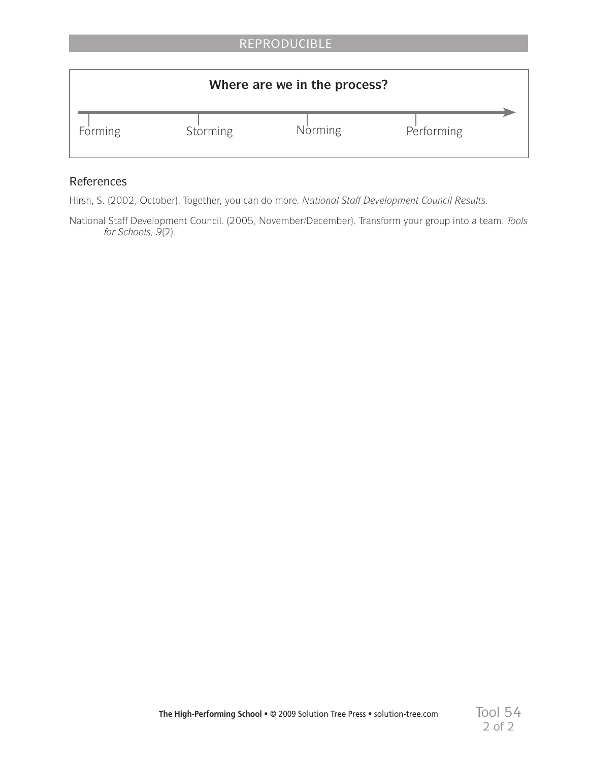## Where are we in the process?

Forming Storming Norming Performing

### References

Hirsh, S. (2002, October). Together, you can do more. *National Staff Development Council Results.*

National Staff Development Council. (2005, November/December). Transform your group into a team. *Tools for Schools, 9*(2).